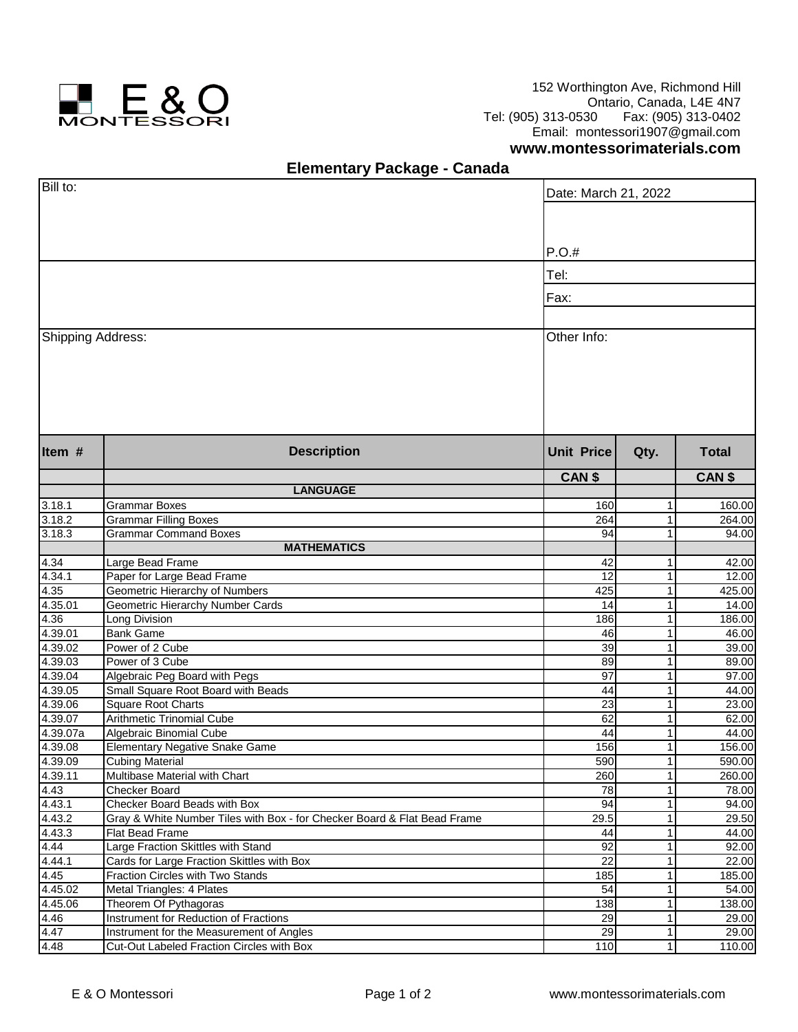E & O MONTESSORI

152 Worthington Ave, Richmond Hill
Ontario, Canada, L4E 4N7
Tel: (905) 313-0530 Fax: (905) 313-0402
Email: montessori1907@gmail.com
**www.montessorimaterials.com**

## Elementary Package - Canada

| Bill to: | Date: March 21, 2022 |
|---|---|
| | P.O.# |
| | Tel: |
| | Fax: |
| Shipping Address: | Other Info: |

| Item # | Description | Unit Price | Qty. | Total |
|---|---|---|---|---|
| | | CAN $ | | CAN $ |
| | **LANGUAGE** | | | |
| 3.18.1 | Grammar Boxes | 160 | 1 | 160.00 |
| 3.18.2 | Grammar Filling Boxes | 264 | 1 | 264.00 |
| 3.18.3 | Grammar Command Boxes | 94 | 1 | 94.00 |
| | **MATHEMATICS** | | | |
| 4.34 | Large Bead Frame | 42 | 1 | 42.00 |
| 4.34.1 | Paper for Large Bead Frame | 12 | 1 | 12.00 |
| 4.35 | Geometric Hierarchy of Numbers | 425 | 1 | 425.00 |
| 4.35.01 | Geometric Hierarchy Number Cards | 14 | 1 | 14.00 |
| 4.36 | Long Division | 186 | 1 | 186.00 |
| 4.39.01 | Bank Game | 46 | 1 | 46.00 |
| 4.39.02 | Power of 2 Cube | 39 | 1 | 39.00 |
| 4.39.03 | Power of 3 Cube | 89 | 1 | 89.00 |
| 4.39.04 | Algebraic Peg Board with Pegs | 97 | 1 | 97.00 |
| 4.39.05 | Small Square Root Board with Beads | 44 | 1 | 44.00 |
| 4.39.06 | Square Root Charts | 23 | 1 | 23.00 |
| 4.39.07 | Arithmetic Trinomial Cube | 62 | 1 | 62.00 |
| 4.39.07a | Algebraic Binomial Cube | 44 | 1 | 44.00 |
| 4.39.08 | Elementary Negative Snake Game | 156 | 1 | 156.00 |
| 4.39.09 | Cubing Material | 590 | 1 | 590.00 |
| 4.39.11 | Multibase Material with Chart | 260 | 1 | 260.00 |
| 4.43 | Checker Board | 78 | 1 | 78.00 |
| 4.43.1 | Checker Board Beads with Box | 94 | 1 | 94.00 |
| 4.43.2 | Gray & White Number Tiles with Box - for Checker Board & Flat Bead Frame | 29.5 | 1 | 29.50 |
| 4.43.3 | Flat Bead Frame | 44 | 1 | 44.00 |
| 4.44 | Large Fraction Skittles with Stand | 92 | 1 | 92.00 |
| 4.44.1 | Cards for Large Fraction Skittles with Box | 22 | 1 | 22.00 |
| 4.45 | Fraction Circles with Two Stands | 185 | 1 | 185.00 |
| 4.45.02 | Metal Triangles: 4 Plates | 54 | 1 | 54.00 |
| 4.45.06 | Theorem Of Pythagoras | 138 | 1 | 138.00 |
| 4.46 | Instrument for Reduction of Fractions | 29 | 1 | 29.00 |
| 4.47 | Instrument for the Measurement of Angles | 29 | 1 | 29.00 |
| 4.48 | Cut-Out Labeled Fraction Circles with Box | 110 | 1 | 110.00 |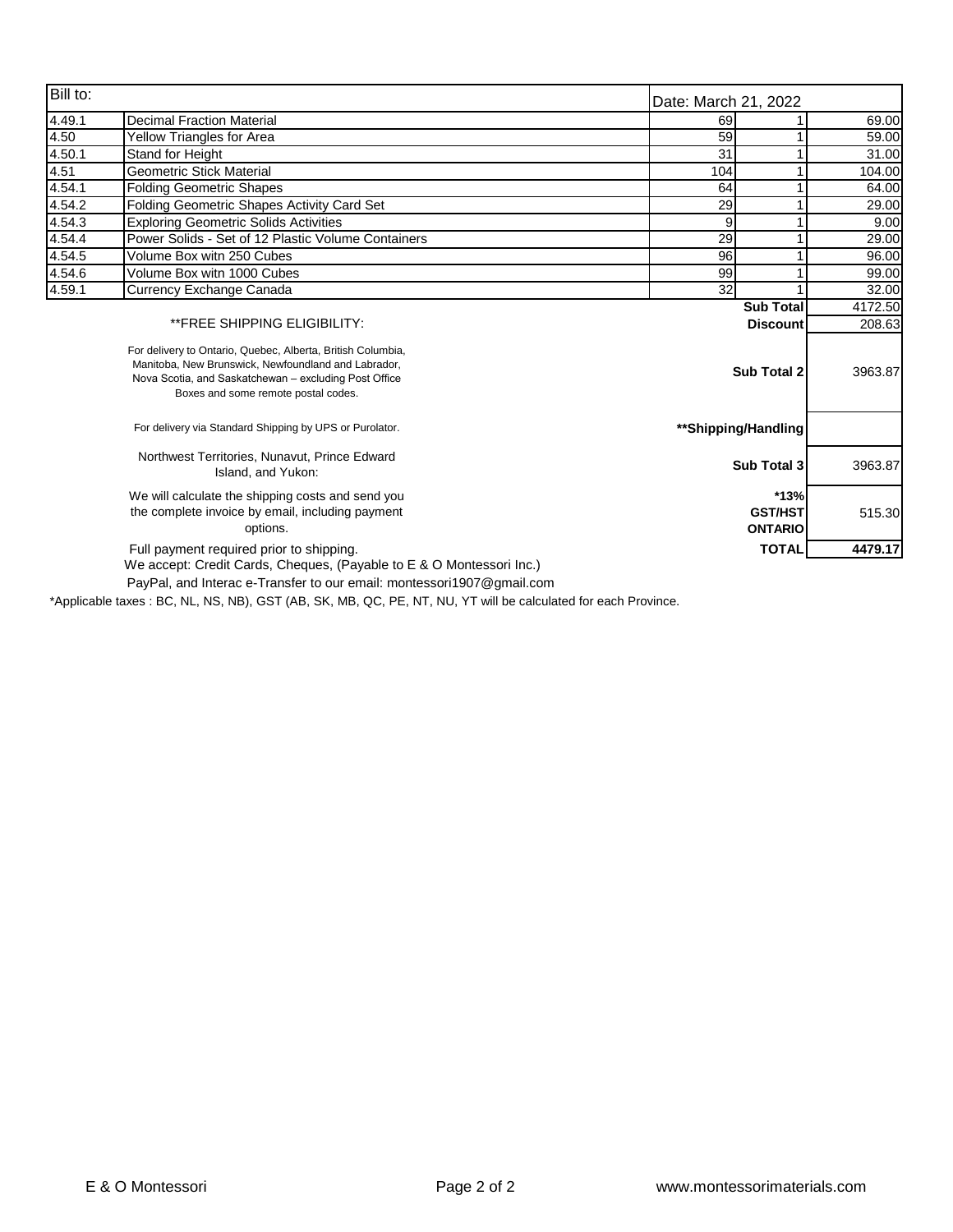| Bill to: | | Date: March 21, 2022 | | |
|---|---|---|---|---|
| 4.49.1 | Decimal Fraction Material | 69 | 1 | 69.00 |
| 4.50 | Yellow Triangles for Area | 59 | 1 | 59.00 |
| 4.50.1 | Stand for Height | 31 | 1 | 31.00 |
| 4.51 | Geometric Stick Material | 104 | 1 | 104.00 |
| 4.54.1 | Folding Geometric Shapes | 64 | 1 | 64.00 |
| 4.54.2 | Folding Geometric Shapes Activity Card Set | 29 | 1 | 29.00 |
| 4.54.3 | Exploring Geometric Solids Activities | 9 | 1 | 9.00 |
| 4.54.4 | Power Solids - Set of 12 Plastic Volume Containers | 29 | 1 | 29.00 |
| 4.54.5 | Volume Box witn 250 Cubes | 96 | 1 | 96.00 |
| 4.54.6 | Volume Box witn 1000 Cubes | 99 | 1 | 99.00 |
| 4.59.1 | Currency Exchange Canada | 32 | 1 | 32.00 |

| | |
|---|---|
| **Sub Total** | 4172.50 |
| **Discount** | 208.63 |
| **Sub Total 2** | 3963.87 |
| **\*\*Shipping/Handling** | |
| **Sub Total 3** | 3963.87 |
| **\*13% GST/HST ONTARIO** | 515.30 |
| **TOTAL** | **4479.17** |

**FREE SHIPPING ELIGIBILITY:

For delivery to Ontario, Quebec, Alberta, British Columbia, Manitoba, New Brunswick, Newfoundland and Labrador, Nova Scotia, and Saskatchewan – excluding Post Office Boxes and some remote postal codes.

For delivery via Standard Shipping by UPS or Purolator.

Northwest Territories, Nunavut, Prince Edward Island, and Yukon:

We will calculate the shipping costs and send you the complete invoice by email, including payment options.

Full payment required prior to shipping.
We accept: Credit Cards, Cheques, (Payable to E & O Montessori Inc.)
PayPal, and Interac e-Transfer to our email: montessori1907@gmail.com

*Applicable taxes : BC, NL, NS, NB), GST (AB, SK, MB, QC, PE, NT, NU, YT will be calculated for each Province.